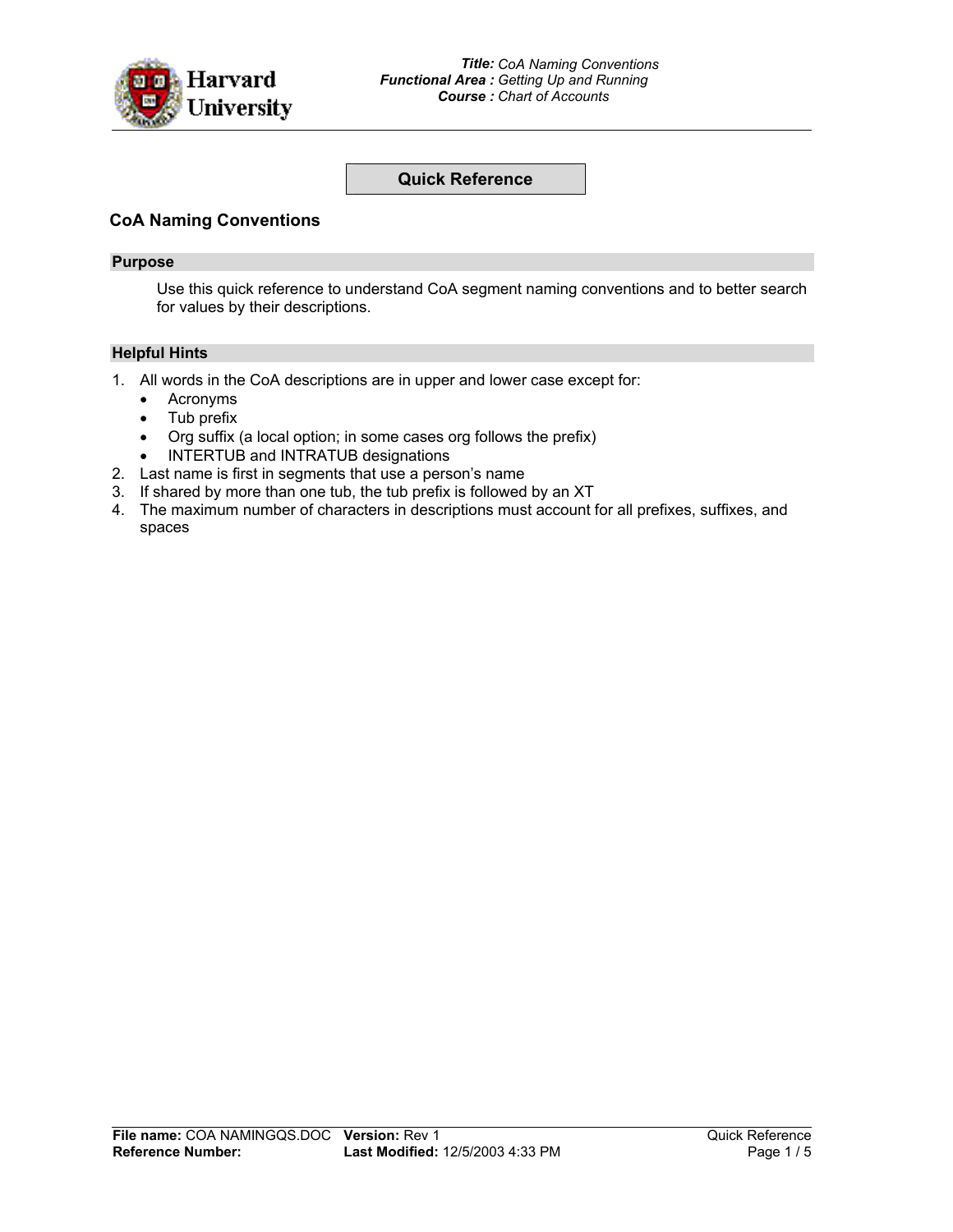Quick Reference

# CoA Naming Conventions

## Purpose

Use this quick reference to understand CoA segment naming conventions and to better search for values by their descriptions.

## Helpful Hints

1. All words in the CoA descriptions are in upper and lower case except for:
   - Acronyms
   - Tub prefix
   - Org suffix (a local option; in some cases org follows the prefix)
   - INTERTUB and INTRATUB designations
2. Last name is first in segments that use a person's name
3. If shared by more than one tub, the tub prefix is followed by an XT
4. The maximum number of characters in descriptions must account for all prefixes, suffixes, and spaces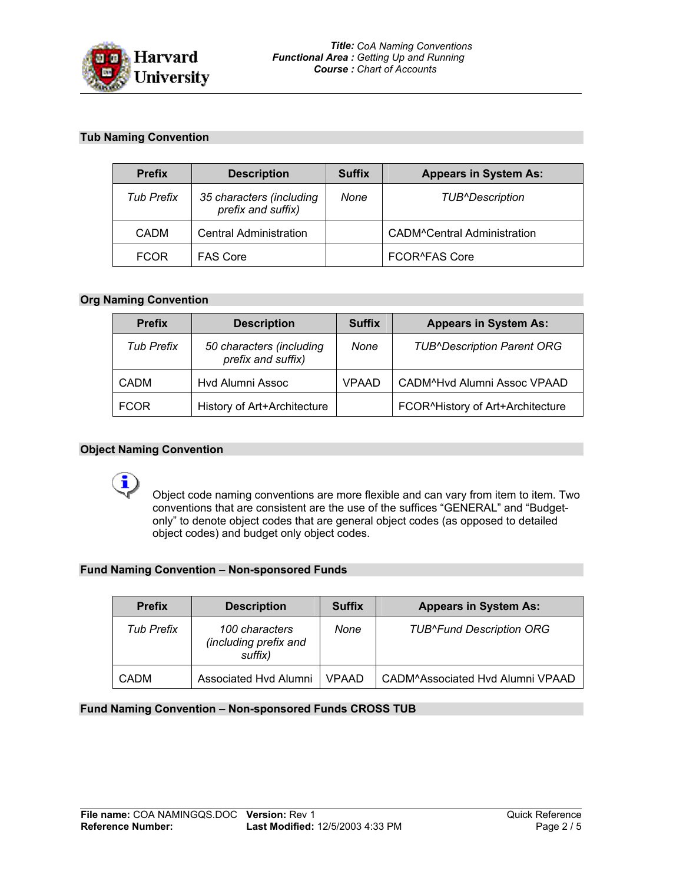## Tub Naming Convention

| Prefix | Description | Suffix | Appears in System As: |
|---|---|---|---|
| *Tub Prefix* | *35 characters (including prefix and suffix)* | *None* | *TUB^Description* |
| CADM | Central Administration | | CADM^Central Administration |
| FCOR | FAS Core | | FCOR^FAS Core |

## Org Naming Convention

| Prefix | Description | Suffix | Appears in System As: |
|---|---|---|---|
| *Tub Prefix* | *50 characters (including prefix and suffix)* | *None* | *TUB^Description Parent ORG* |
| CADM | Hvd Alumni Assoc | VPAAD | CADM^Hvd Alumni Assoc VPAAD |
| FCOR | History of Art+Architecture | | FCOR^History of Art+Architecture |

## Object Naming Convention

Object code naming conventions are more flexible and can vary from item to item. Two conventions that are consistent are the use of the suffices "GENERAL" and "Budget-only" to denote object codes that are general object codes (as opposed to detailed object codes) and budget only object codes.

## Fund Naming Convention – Non-sponsored Funds

| Prefix | Description | Suffix | Appears in System As: |
|---|---|---|---|
| *Tub Prefix* | *100 characters (including prefix and suffix)* | *None* | *TUB^Fund Description ORG* |
| CADM | Associated Hvd Alumni | VPAAD | CADM^Associated Hvd Alumni VPAAD |

## Fund Naming Convention – Non-sponsored Funds CROSS TUB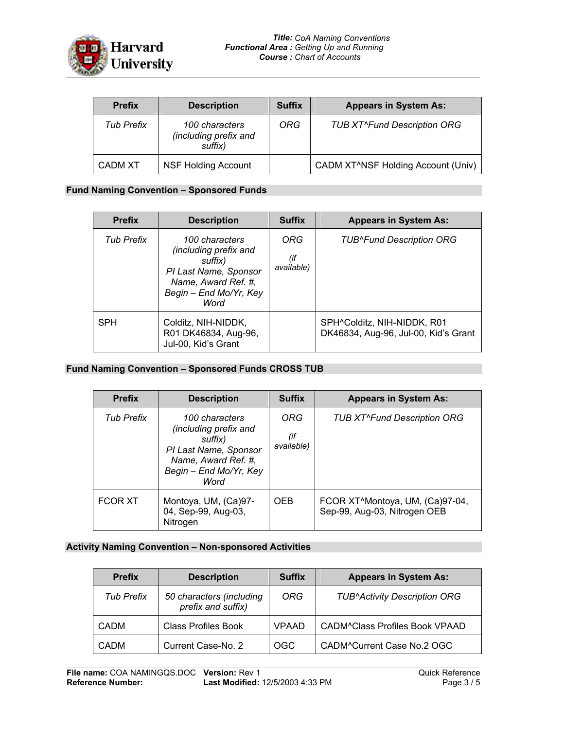| Prefix | Description | Suffix | Appears in System As: |
|---|---|---|---|
| *Tub Prefix* | *100 characters (including prefix and suffix)* | *ORG* | *TUB XT^Fund Description ORG* |
| CADM XT | NSF Holding Account | | CADM XT^NSF Holding Account (Univ) |

### Fund Naming Convention – Sponsored Funds

| Prefix | Description | Suffix | Appears in System As: |
|---|---|---|---|
| *Tub Prefix* | *100 characters (including prefix and suffix) PI Last Name, Sponsor Name, Award Ref. #, Begin – End Mo/Yr, Key Word* | *ORG (if available)* | *TUB^Fund Description ORG* |
| SPH | Colditz, NIH-NIDDK, R01 DK46834, Aug-96, Jul-00, Kid's Grant | | SPH^Colditz, NIH-NIDDK, R01 DK46834, Aug-96, Jul-00, Kid's Grant |

### Fund Naming Convention – Sponsored Funds CROSS TUB

| Prefix | Description | Suffix | Appears in System As: |
|---|---|---|---|
| *Tub Prefix* | *100 characters (including prefix and suffix) PI Last Name, Sponsor Name, Award Ref. #, Begin – End Mo/Yr, Key Word* | *ORG (if available)* | *TUB XT^Fund Description ORG* |
| FCOR XT | Montoya, UM, (Ca)97-04, Sep-99, Aug-03, Nitrogen | OEB | FCOR XT^Montoya, UM, (Ca)97-04, Sep-99, Aug-03, Nitrogen OEB |

### Activity Naming Convention – Non-sponsored Activities

| Prefix | Description | Suffix | Appears in System As: |
|---|---|---|---|
| *Tub Prefix* | *50 characters (including prefix and suffix)* | *ORG* | *TUB^Activity Description ORG* |
| CADM | Class Profiles Book | VPAAD | CADM^Class Profiles Book VPAAD |
| CADM | Current Case-No. 2 | OGC | CADM^Current Case No.2 OGC |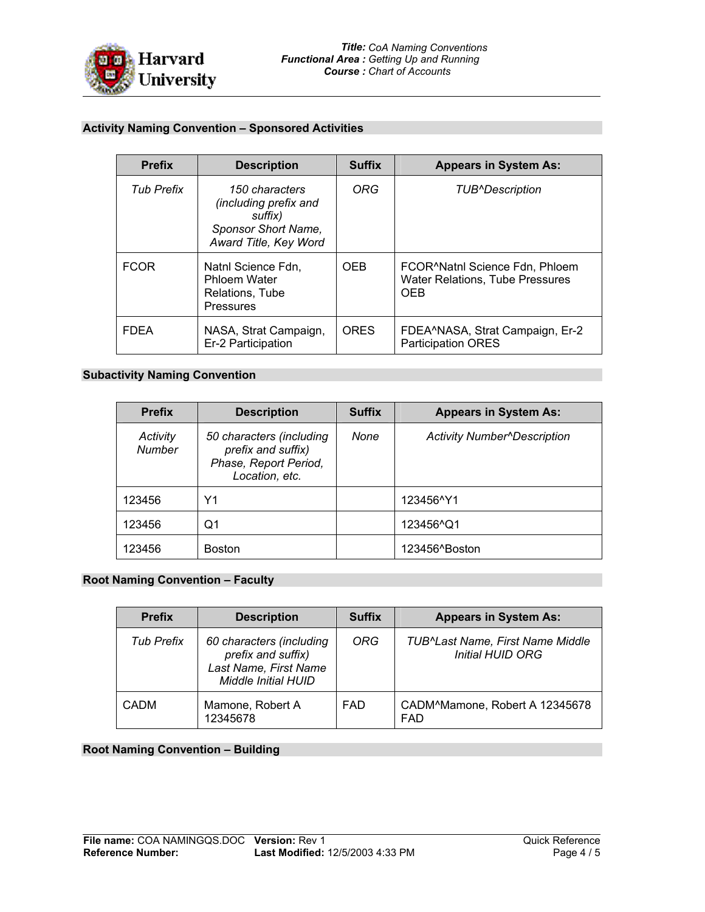### Activity Naming Convention – Sponsored Activities

| Prefix | Description | Suffix | Appears in System As: |
|---|---|---|---|
| *Tub Prefix* | *150 characters (including prefix and suffix) Sponsor Short Name, Award Title, Key Word* | *ORG* | *TUB^Description* |
| FCOR | Natnl Science Fdn, Phloem Water Relations, Tube Pressures | OEB | FCOR^Natnl Science Fdn, Phloem Water Relations, Tube Pressures OEB |
| FDEA | NASA, Strat Campaign, Er-2 Participation | ORES | FDEA^NASA, Strat Campaign, Er-2 Participation ORES |

### Subactivity Naming Convention

| Prefix | Description | Suffix | Appears in System As: |
|---|---|---|---|
| *Activity Number* | *50 characters (including prefix and suffix) Phase, Report Period, Location, etc.* | *None* | *Activity Number^Description* |
| 123456 | Y1 | | 123456^Y1 |
| 123456 | Q1 | | 123456^Q1 |
| 123456 | Boston | | 123456^Boston |

### Root Naming Convention – Faculty

| Prefix | Description | Suffix | Appears in System As: |
|---|---|---|---|
| *Tub Prefix* | *60 characters (including prefix and suffix) Last Name, First Name Middle Initial HUID* | *ORG* | *TUB^Last Name, First Name Middle Initial HUID ORG* |
| CADM | Mamone, Robert A 12345678 | FAD | CADM^Mamone, Robert A 12345678 FAD |

### Root Naming Convention – Building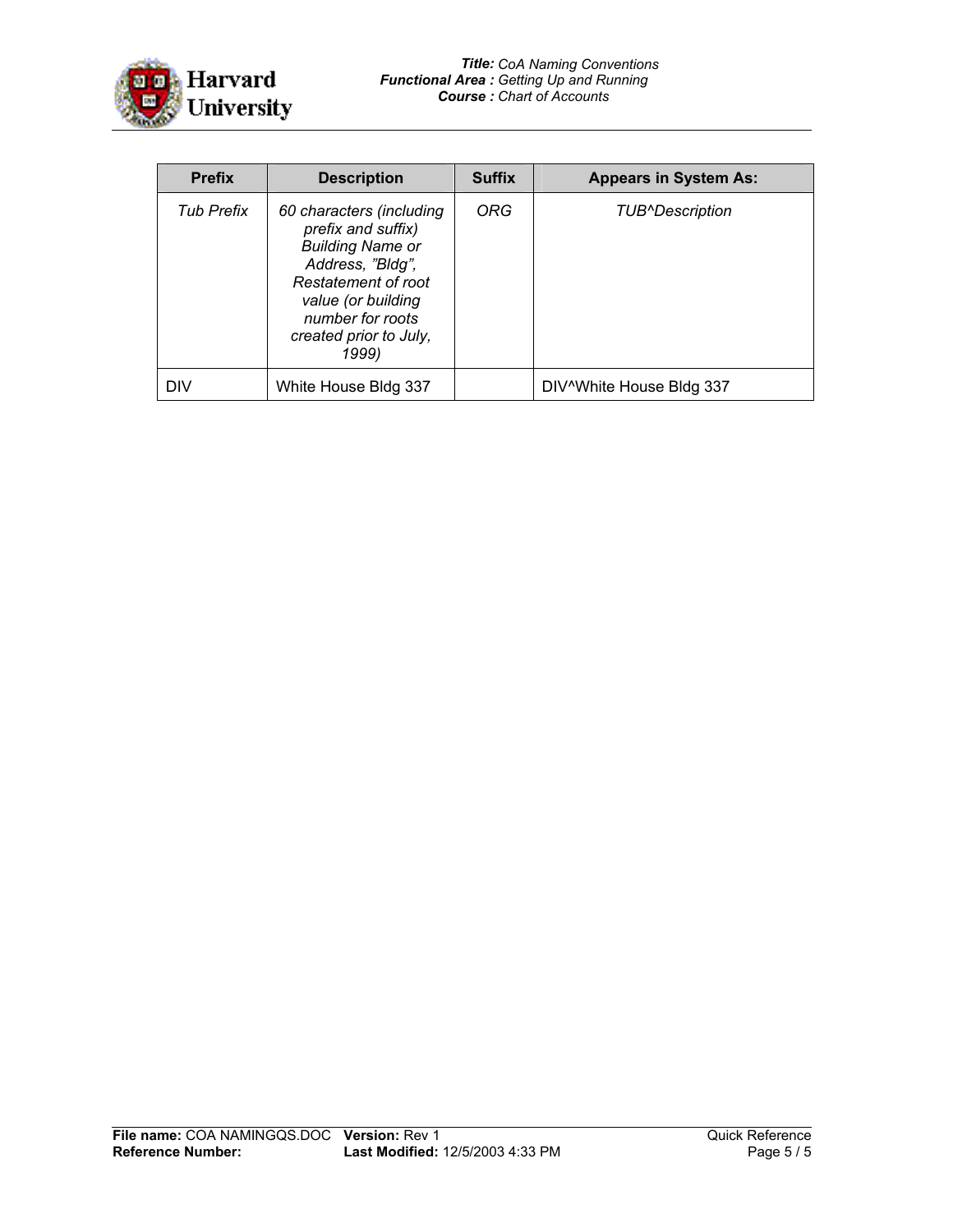| Prefix | Description | Suffix | Appears in System As: |
|---|---|---|---|
| *Tub Prefix* | *60 characters (including prefix and suffix) Building Name or Address, "Bldg", Restatement of root value (or building number for roots created prior to July, 1999)* | *ORG* | *TUB^Description* |
| DIV | White House Bldg 337 | | DIV^White House Bldg 337 |